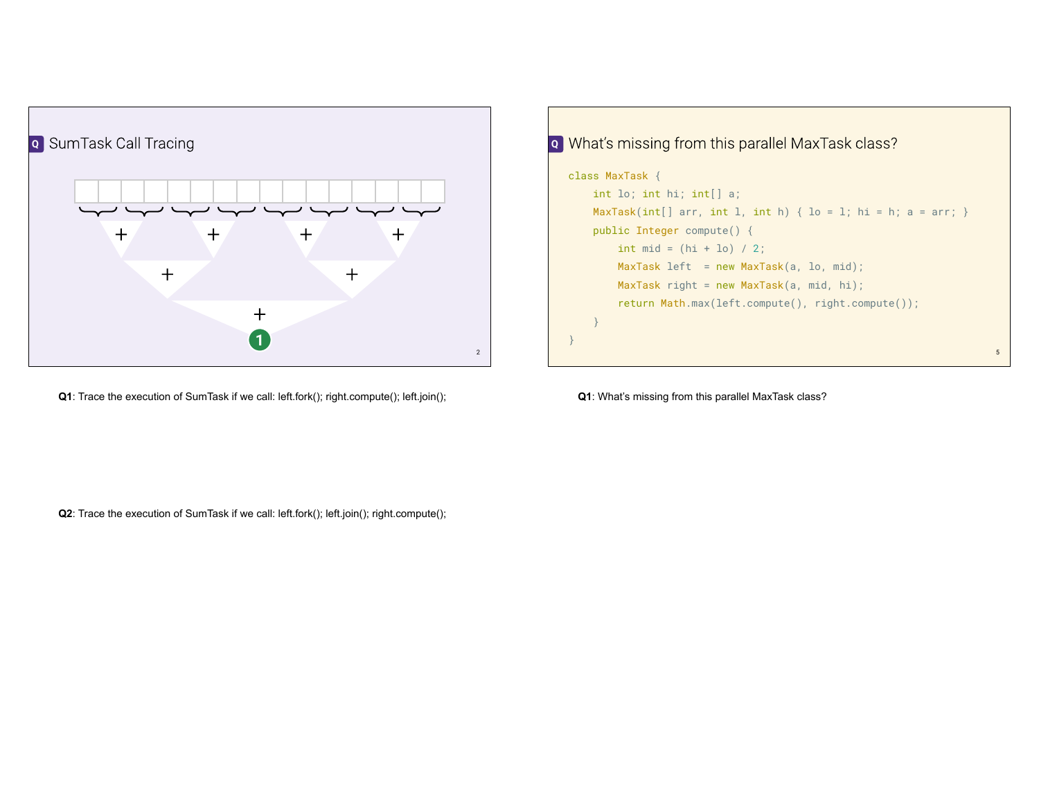## SumTask Call Tracing

**Q1**: Trace the execution of SumTask if we call: left.fork(); right.compute(); left.join();

**Q2**: Trace the execution of SumTask if we call: left.fork(); left.join(); right.compute();

## What's missing from this parallel MaxTask class?

```
class MaxTask {
    int lo; int hi; int[] a;
    MaxTask(int[] arr, int l, int h) { lo = l; hi = h; a = arr; }
    public Integer compute() {
        int mid = (hi + lo) / 2;
        MaxTask left  = new MaxTask(a, lo, mid);
        MaxTask right = new MaxTask(a, mid, hi);
        return Math.max(left.compute(), right.compute());
    }
}
```

**Q1**: What's missing from this parallel MaxTask class?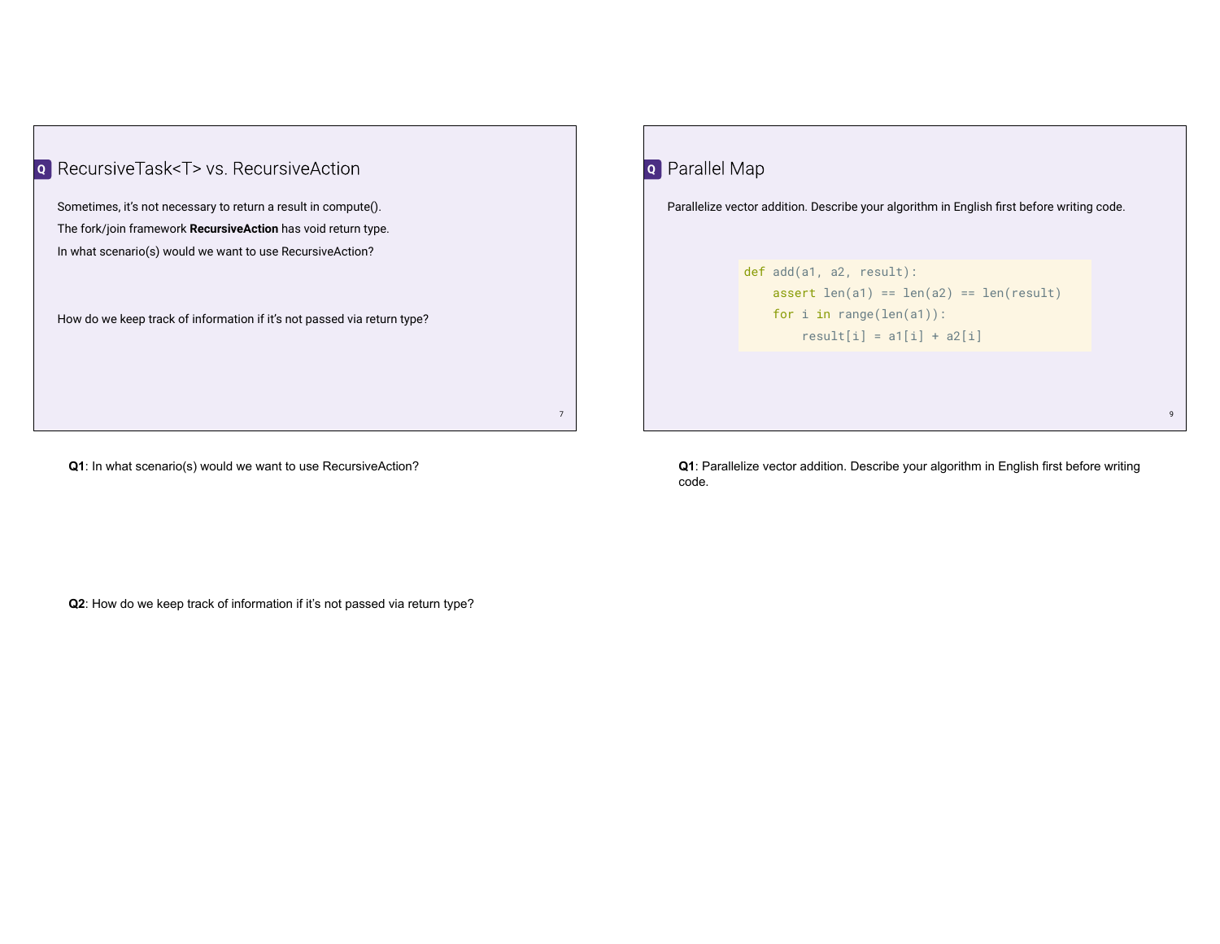## RecursiveTask<T> vs. RecursiveAction

Sometimes, it's not necessary to return a result in compute().

The fork/join framework **RecursiveAction** has void return type.

In what scenario(s) would we want to use RecursiveAction?

How do we keep track of information if it's not passed via return type?

**Q1**: In what scenario(s) would we want to use RecursiveAction?

**Q2**: How do we keep track of information if it's not passed via return type?

## Parallel Map

Parallelize vector addition. Describe your algorithm in English first before writing code.

```
def add(a1, a2, result):
    assert len(a1) == len(a2) == len(result)
    for i in range(len(a1)):
        result[i] = a1[i] + a2[i]
```

**Q1**: Parallelize vector addition. Describe your algorithm in English first before writing code.